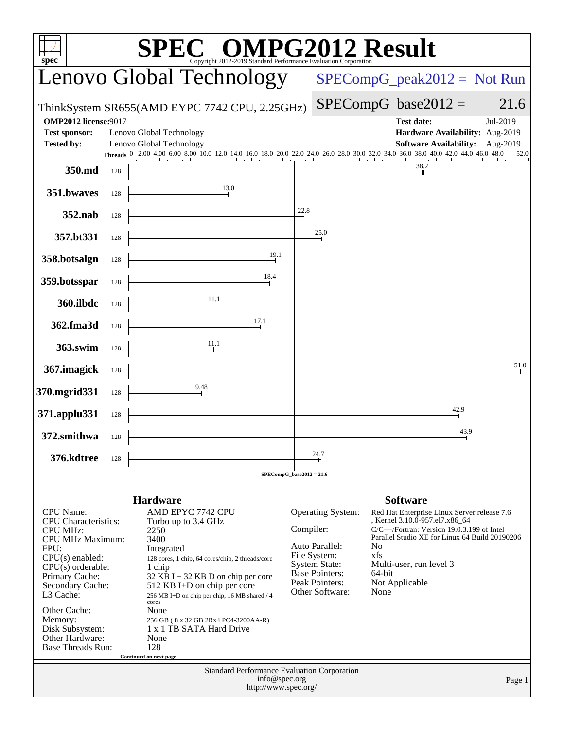# SPEC OMPG2012 Result

Copyright 2012-2019 Standard Performance Evaluation Corporation

## Lenovo Global Technology

ThinkSystem SR655(AMD EYPC 7742 CPU, 2.25GHz)

SPECompG_peak2012 = Not Run

SPECompG_base2012 = 21.6

| | | | |
|---|---|---|---|
| **OMP2012 license:** | 9017 | **Test date:** | Jul-2019 |
| **Test sponsor:** | Lenovo Global Technology | **Hardware Availability:** | Aug-2019 |
| **Tested by:** | Lenovo Global Technology | **Software Availability:** | Aug-2019 |

| Benchmark | Threads | Base Ratio |
|---|---|---|
| 350.md | 128 | 38.2 |
| 351.bwaves | 128 | 13.0 |
| 352.nab | 128 | 22.8 |
| 357.bt331 | 128 | 25.0 |
| 358.botsalgn | 128 | 19.1 |
| 359.botsspar | 128 | 18.4 |
| 360.ilbdc | 128 | 11.1 |
| 362.fma3d | 128 | 17.1 |
| 363.swim | 128 | 11.1 |
| 367.imagick | 128 | 51.0 |
| 370.mgrid331 | 128 | 9.48 |
| 371.applu331 | 128 | 42.9 |
| 372.smithwa | 128 | 43.9 |
| 376.kdtree | 128 | 24.7 |

SPECompG_base2012 = 21.6

### Hardware

| | |
|---|---|
| CPU Name: | AMD EPYC 7742 CPU |
| CPU Characteristics: | Turbo up to 3.4 GHz |
| CPU MHz: | 2250 |
| CPU MHz Maximum: | 3400 |
| FPU: | Integrated |
| CPU(s) enabled: | 128 cores, 1 chip, 64 cores/chip, 2 threads/core |
| CPU(s) orderable: | 1 chip |
| Primary Cache: | 32 KB I + 32 KB D on chip per core |
| Secondary Cache: | 512 KB I+D on chip per core |
| L3 Cache: | 256 MB I+D on chip per chip, 16 MB shared / 4 cores |
| Other Cache: | None |
| Memory: | 256 GB ( 8 x 32 GB 2Rx4 PC4-3200AA-R) |
| Disk Subsystem: | 1 x 1 TB SATA Hard Drive |
| Other Hardware: | None |
| Base Threads Run: | 128 |

Continued on next page

### Software

| | |
|---|---|
| Operating System: | Red Hat Enterprise Linux Server release 7.6 , Kernel 3.10.0-957.el7.x86_64 |
| Compiler: | C/C++/Fortran: Version 19.0.3.199 of Intel Parallel Studio XE for Linux 64 Build 20190206 |
| Auto Parallel: | No |
| File System: | xfs |
| System State: | Multi-user, run level 3 |
| Base Pointers: | 64-bit |
| Peak Pointers: | Not Applicable |
| Other Software: | None |

Standard Performance Evaluation Corporation
info@spec.org
http://www.spec.org/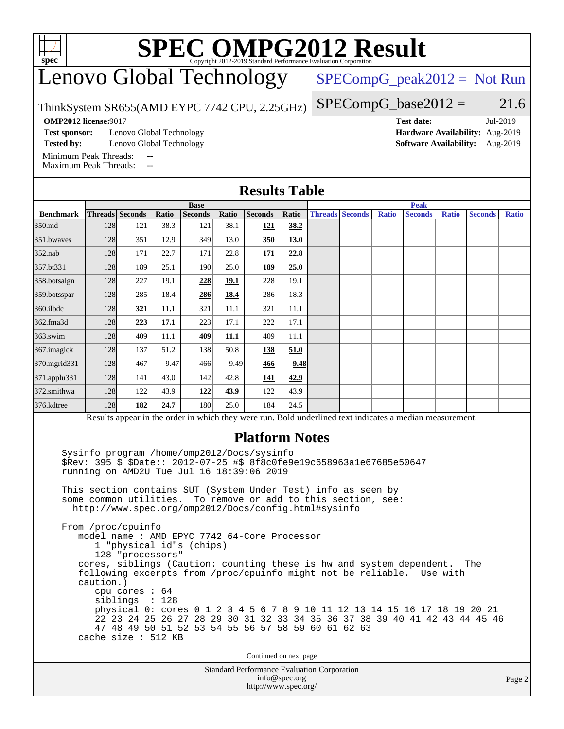# SPEC OMPG2012 Result

Copyright 2012-2019 Standard Performance Evaluation Corporation

# Lenovo Global Technology

ThinkSystem SR655(AMD EYPC 7742 CPU, 2.25GHz)

SPECompG_peak2012 = Not Run

SPECompG_base2012 = 21.6

**OMP2012 license:** 9017
**Test sponsor:** Lenovo Global Technology
**Tested by:** Lenovo Global Technology

**Test date:** Jul-2019
**Hardware Availability:** Aug-2019
**Software Availability:** Aug-2019

Minimum Peak Threads: --
Maximum Peak Threads: --

## Results Table

| Benchmark | Base | | | | | | | Peak | | | | | | |
|---|---|---|---|---|---|---|---|---|---|---|---|---|---|---|
| | Threads | Seconds | Ratio | Seconds | Ratio | Seconds | Ratio | Threads | Seconds | Ratio | Seconds | Ratio | Seconds | Ratio |
| 350.md | 128 | 121 | 38.3 | 121 | 38.1 | **121** | **38.2** | | | | | | | |
| 351.bwaves | 128 | 351 | 12.9 | 349 | 13.0 | **350** | **13.0** | | | | | | | |
| 352.nab | 128 | 171 | 22.7 | 171 | 22.8 | **171** | **22.8** | | | | | | | |
| 357.bt331 | 128 | 189 | 25.1 | 190 | 25.0 | **189** | **25.0** | | | | | | | |
| 358.botsalgn | 128 | 227 | 19.1 | **228** | **19.1** | 228 | 19.1 | | | | | | | |
| 359.botsspar | 128 | 285 | 18.4 | **286** | **18.4** | 286 | 18.3 | | | | | | | |
| 360.ilbdc | 128 | **321** | **11.1** | 321 | 11.1 | 321 | 11.1 | | | | | | | |
| 362.fma3d | 128 | **223** | **17.1** | 223 | 17.1 | 222 | 17.1 | | | | | | | |
| 363.swim | 128 | 409 | 11.1 | **409** | **11.1** | 409 | 11.1 | | | | | | | |
| 367.imagick | 128 | 137 | 51.2 | 138 | 50.8 | **138** | **51.0** | | | | | | | |
| 370.mgrid331 | 128 | 467 | 9.47 | 466 | 9.49 | **466** | **9.48** | | | | | | | |
| 371.applu331 | 128 | 141 | 43.0 | 142 | 42.8 | **141** | **42.9** | | | | | | | |
| 372.smithwa | 128 | 122 | 43.9 | **122** | **43.9** | 122 | 43.9 | | | | | | | |
| 376.kdtree | 128 | **182** | **24.7** | 180 | 25.0 | 184 | 24.5 | | | | | | | |

Results appear in the order in which they were run. Bold underlined text indicates a median measurement.

## Platform Notes

```
Sysinfo program /home/omp2012/Docs/sysinfo
$Rev: 395 $ $Date:: 2012-07-25 #$ 8f8c0fe9e19c658963a1e67685e50647
running on AMD2U Tue Jul 16 18:39:06 2019

This section contains SUT (System Under Test) info as seen by
some common utilities.  To remove or add to this section, see:
  http://www.spec.org/omp2012/Docs/config.html#sysinfo

From /proc/cpuinfo
   model name : AMD EPYC 7742 64-Core Processor
      1 "physical id"s (chips)
      128 "processors"
   cores, siblings (Caution: counting these is hw and system dependent.  The
   following excerpts from /proc/cpuinfo might not be reliable.  Use with
   caution.)
      cpu cores : 64
      siblings  : 128
      physical 0: cores 0 1 2 3 4 5 6 7 8 9 10 11 12 13 14 15 16 17 18 19 20 21
      22 23 24 25 26 27 28 29 30 31 32 33 34 35 36 37 38 39 40 41 42 43 44 45 46
      47 48 49 50 51 52 53 54 55 56 57 58 59 60 61 62 63
   cache size : 512 KB
```

Continued on next page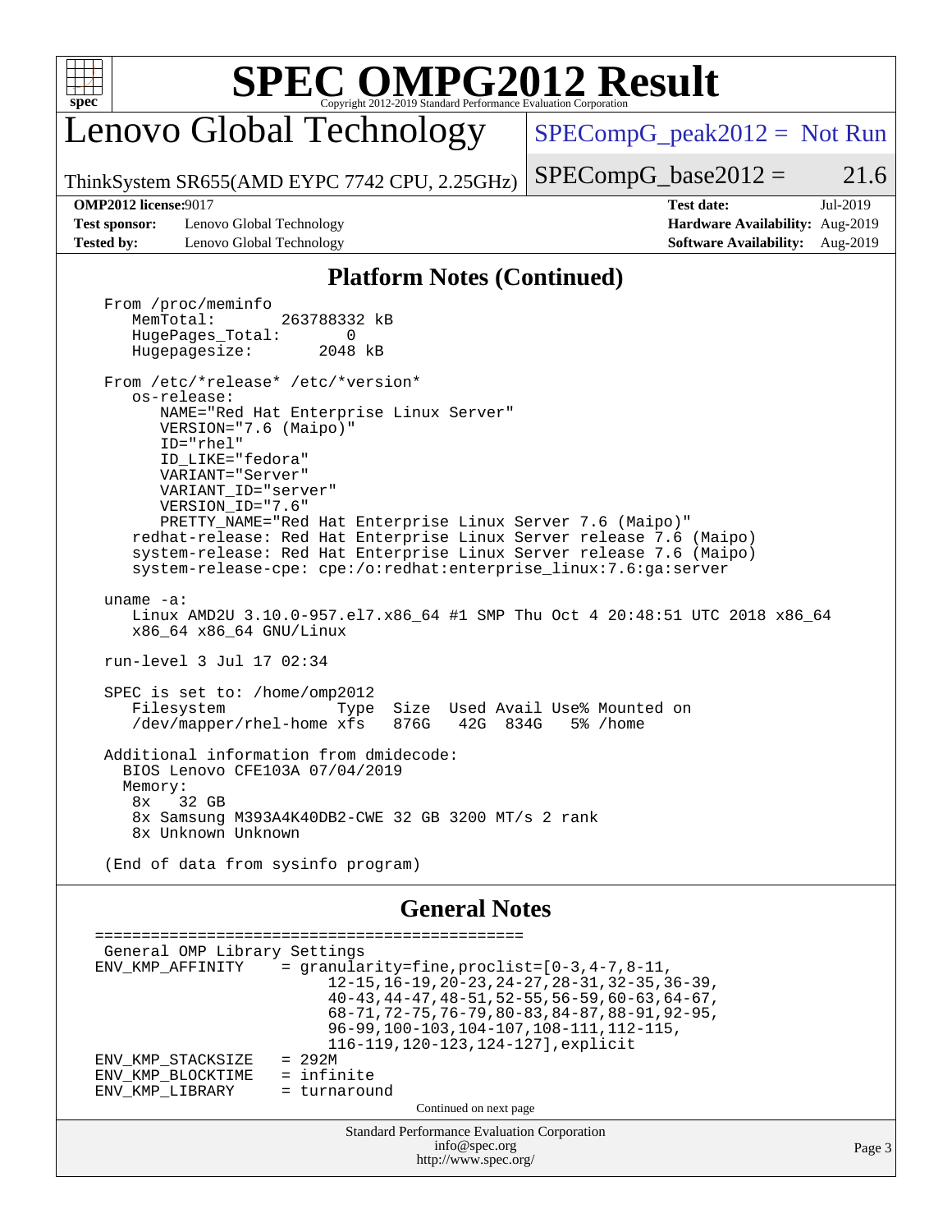# SPEC OMPG2012 Result

## Lenovo Global Technology

ThinkSystem SR655(AMD EYPC 7742 CPU, 2.25GHz)

SPECompG_peak2012 = Not Run

SPECompG_base2012 = 21.6

**OMP2012 license:** 9017
**Test sponsor:** Lenovo Global Technology
**Tested by:** Lenovo Global Technology

**Test date:** Jul-2019
**Hardware Availability:** Aug-2019
**Software Availability:** Aug-2019

### Platform Notes (Continued)

```
From /proc/meminfo
   MemTotal:       263788332 kB
   HugePages_Total:       0
   Hugepagesize:       2048 kB

From /etc/*release* /etc/*version*
   os-release:
      NAME="Red Hat Enterprise Linux Server"
      VERSION="7.6 (Maipo)"
      ID="rhel"
      ID_LIKE="fedora"
      VARIANT="Server"
      VARIANT_ID="server"
      VERSION_ID="7.6"
      PRETTY_NAME="Red Hat Enterprise Linux Server 7.6 (Maipo)"
   redhat-release: Red Hat Enterprise Linux Server release 7.6 (Maipo)
   system-release: Red Hat Enterprise Linux Server release 7.6 (Maipo)
   system-release-cpe: cpe:/o:redhat:enterprise_linux:7.6:ga:server

uname -a:
   Linux AMD2U 3.10.0-957.el7.x86_64 #1 SMP Thu Oct 4 20:48:51 UTC 2018 x86_64
   x86_64 x86_64 GNU/Linux

run-level 3 Jul 17 02:34

SPEC is set to: /home/omp2012
   Filesystem            Type  Size  Used Avail Use% Mounted on
   /dev/mapper/rhel-home xfs   876G   42G  834G   5% /home

Additional information from dmidecode:
  BIOS Lenovo CFE103A 07/04/2019
  Memory:
   8x   32 GB
   8x Samsung M393A4K40DB2-CWE 32 GB 3200 MT/s 2 rank
   8x Unknown Unknown

(End of data from sysinfo program)
```

### General Notes

```
==============================================
 General OMP Library Settings
ENV_KMP_AFFINITY    = granularity=fine,proclist=[0-3,4-7,8-11,
                      12-15,16-19,20-23,24-27,28-31,32-35,36-39,
                      40-43,44-47,48-51,52-55,56-59,60-63,64-67,
                      68-71,72-75,76-79,80-83,84-87,88-91,92-95,
                      96-99,100-103,104-107,108-111,112-115,
                      116-119,120-123,124-127],explicit
ENV_KMP_STACKSIZE   = 292M
ENV_KMP_BLOCKTIME   = infinite
ENV_KMP_LIBRARY     = turnaround
```

Continued on next page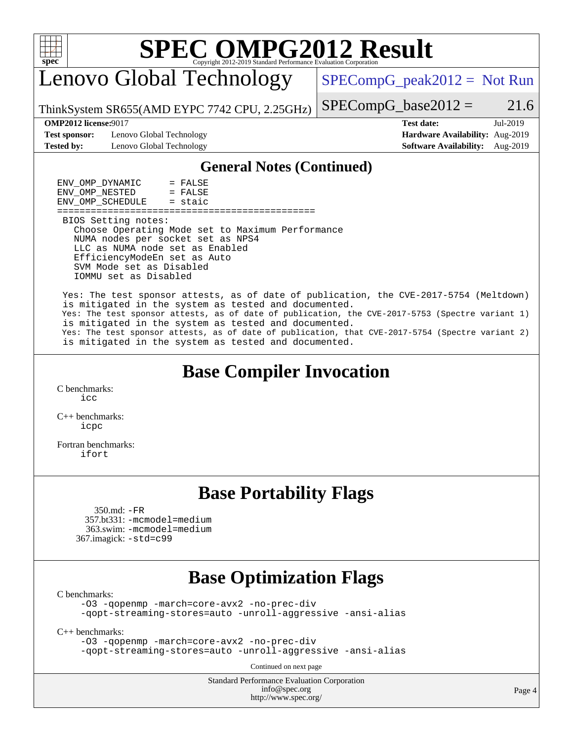## General Notes (Continued)

```
ENV_OMP_DYNAMIC      = FALSE
ENV_OMP_NESTED       = FALSE
ENV_OMP_SCHEDULE     = staic
=============================================
BIOS Setting notes:
  Choose Operating Mode set to Maximum Performance
  NUMA nodes per socket set as NPS4
  LLC as NUMA node set as Enabled
  EfficiencyModeEn set as Auto
  SVM Mode set as Disabled
  IOMMU set as Disabled

Yes: The test sponsor attests, as of date of publication, the CVE-2017-5754 (Meltdown)
is mitigated in the system as tested and documented.
Yes: The test sponsor attests, as of date of publication, the CVE-2017-5753 (Spectre variant 1)
is mitigated in the system as tested and documented.
Yes: The test sponsor attests, as of date of publication, that CVE-2017-5754 (Spectre variant 2)
is mitigated in the system as tested and documented.
```

## Base Compiler Invocation

C benchmarks:
`icc`

C++ benchmarks:
`icpc`

Fortran benchmarks:
`ifort`

## Base Portability Flags

350.md: `-FR`
357.bt331: `-mcmodel=medium`
363.swim: `-mcmodel=medium`
367.imagick: `-std=c99`

## Base Optimization Flags

C benchmarks:
`-O3 -qopenmp -march=core-avx2 -no-prec-div -qopt-streaming-stores=auto -unroll-aggressive -ansi-alias`

C++ benchmarks:
`-O3 -qopenmp -march=core-avx2 -no-prec-div -qopt-streaming-stores=auto -unroll-aggressive -ansi-alias`

Continued on next page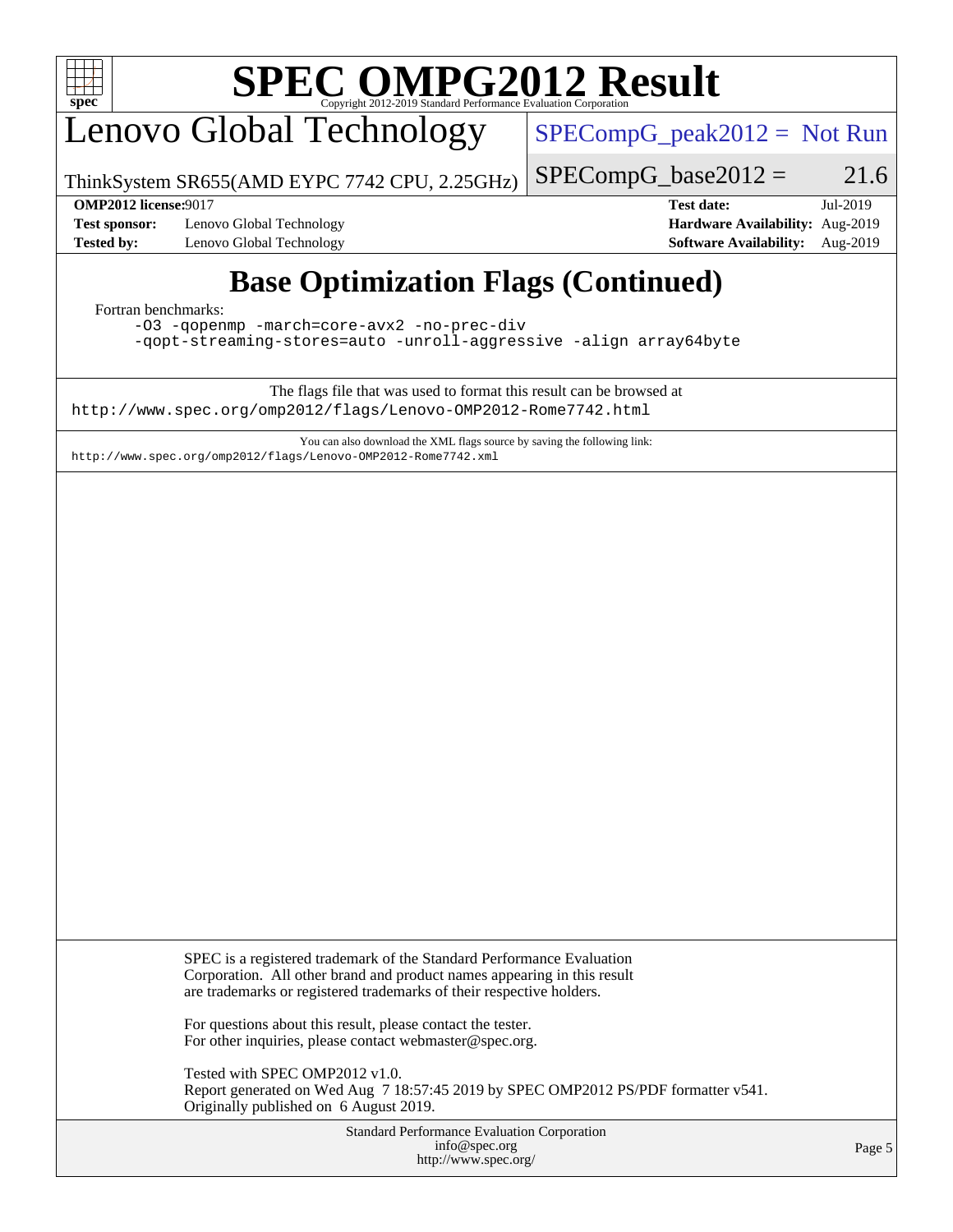# Base Optimization Flags (Continued)

Fortran benchmarks:

```
-O3 -qopenmp -march=core-avx2 -no-prec-div
-qopt-streaming-stores=auto -unroll-aggressive -align array64byte
```

The flags file that was used to format this result can be browsed at
http://www.spec.org/omp2012/flags/Lenovo-OMP2012-Rome7742.html

You can also download the XML flags source by saving the following link:
http://www.spec.org/omp2012/flags/Lenovo-OMP2012-Rome7742.xml

SPEC is a registered trademark of the Standard Performance Evaluation Corporation. All other brand and product names appearing in this result are trademarks or registered trademarks of their respective holders.

For questions about this result, please contact the tester.
For other inquiries, please contact webmaster@spec.org.

Tested with SPEC OMP2012 v1.0.
Report generated on Wed Aug 7 18:57:45 2019 by SPEC OMP2012 PS/PDF formatter v541.
Originally published on 6 August 2019.